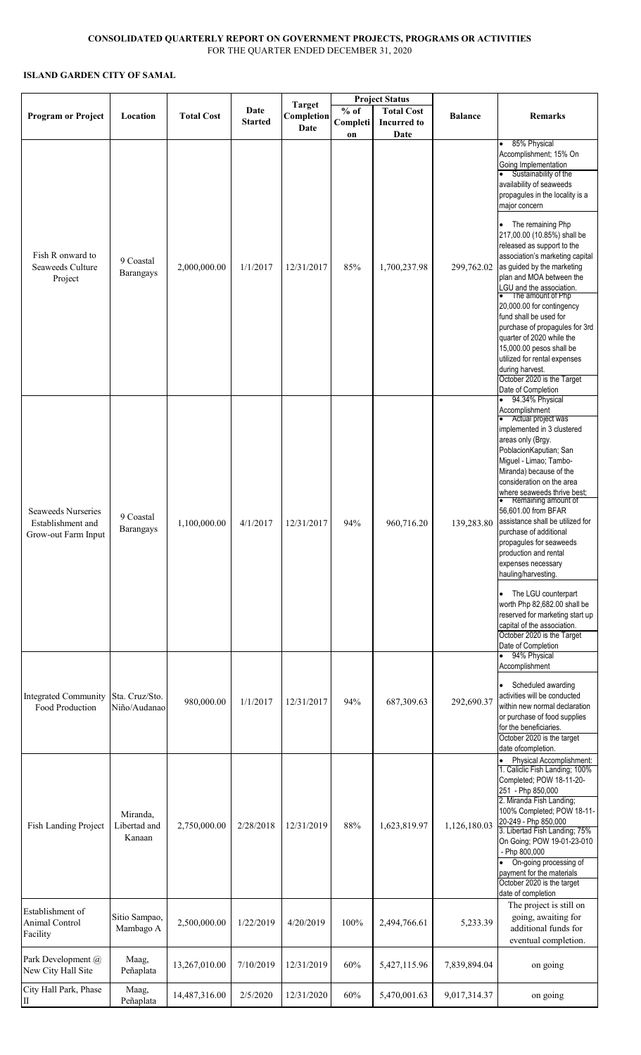**CONSOLIDATED QUARTERLY REPORT ON GOVERNMENT PROJECTS, PROGRAMS OR ACTIVITIES**

FOR THE QUARTER ENDED DECEMBER 31, 2020

**ISLAND GARDEN CITY OF SAMAL**

| Program or Project | Location | Total Cost | Date Started | Target Completion Date | Project Status | | Balance | Remarks |
|---|---|---|---|---|---|---|---|---|
| | | | | | % of Completion | Total Cost Incurred to Date | | |
| Fish R onward to Seaweeds Culture Project | 9 Coastal Barangays | 2,000,000.00 | 1/1/2017 | 12/31/2017 | 85% | 1,700,237.98 | 299,762.02 | • 85% Physical Accomplishment; 15% On Going Implementation<br>• Sustainability of the availability of seaweeds propagules in the locality is a major concern<br>• The remaining Php 217,00.00 (10.85%) shall be released as support to the association's marketing capital as guided by the marketing plan and MOA between the LGU and the association.<br>• The amount of Php 20,000.00 for contingency fund shall be used for purchase of propagules for 3rd quarter of 2020 while the 15,000.00 pesos shall be utilized for rental expenses during harvest.<br>October 2020 is the Target Date of Completion |
| Seaweeds Nurseries Establishment and Grow-out Farm Input | 9 Coastal Barangays | 1,100,000.00 | 4/1/2017 | 12/31/2017 | 94% | 960,716.20 | 139,283.80 | • 94.34% Physical Accomplishment<br>• Actual project was implemented in 3 clustered areas only (Brgy. PoblacionKaputian; San Miguel - Limao; Tambo-Miranda) because of the consideration on the area where seaweeds thrive best;<br>• Remaining amount of 56,601.00 from BFAR assistance shall be utilized for purchase of additional propagules for seaweeds production and rental expenses necessary hauling/harvesting.<br>• The LGU counterpart worth Php 82,682.00 shall be reserved for marketing start up capital of the association.<br>October 2020 is the Target Date of Completion |
| Integrated Community Food Production | Sta. Cruz/Sto. Niño/Audanao | 980,000.00 | 1/1/2017 | 12/31/2017 | 94% | 687,309.63 | 292,690.37 | • 94% Physical Accomplishment<br>• Scheduled awarding activities will be conducted within new normal declaration or purchase of food supplies for the beneficiaries.<br>October 2020 is the target date ofcompletion. |
| Fish Landing Project | Miranda, Libertad and Kanaan | 2,750,000.00 | 2/28/2018 | 12/31/2019 | 88% | 1,623,819.97 | 1,126,180.03 | • Physical Accomplishment:<br>1. Caliclic Fish Landing; 100% Completed; POW 18-11-20-251 - Php 850,000<br>2. Miranda Fish Landing; 100% Completed; POW 18-11-20-249 - Php 850,000<br>3. Libertad Fish Landing; 75% On Going; POW 19-01-23-010 - Php 800,000<br>• On-going processing of payment for the materials<br>October 2020 is the target date of completion |
| Establishment of Animal Control Facility | Sitio Sampao, Mambago A | 2,500,000.00 | 1/22/2019 | 4/20/2019 | 100% | 2,494,766.61 | 5,233.39 | The project is still on going, awaiting for additional funds for eventual completion. |
| Park Development @ New City Hall Site | Maag, Peñaplata | 13,267,010.00 | 7/10/2019 | 12/31/2019 | 60% | 5,427,115.96 | 7,839,894.04 | on going |
| City Hall Park, Phase II | Maag, Peñaplata | 14,487,316.00 | 2/5/2020 | 12/31/2020 | 60% | 5,470,001.63 | 9,017,314.37 | on going |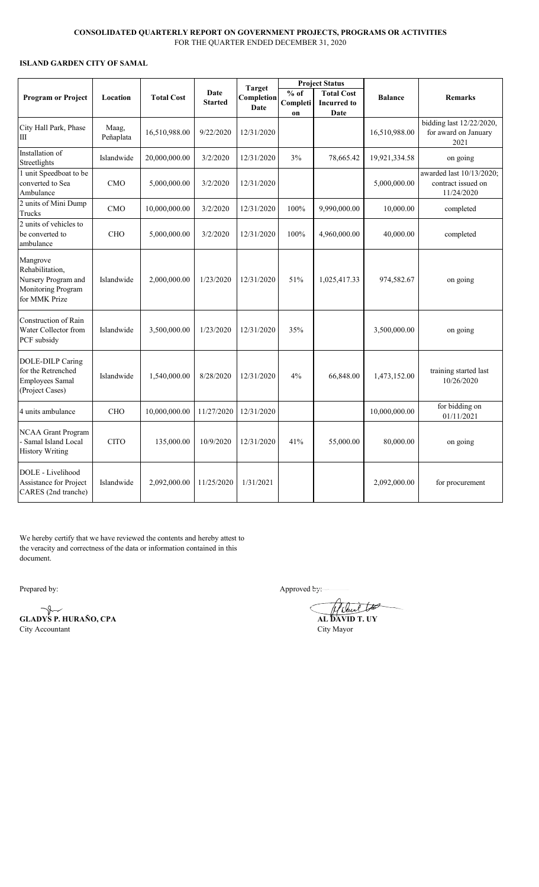**CONSOLIDATED QUARTERLY REPORT ON GOVERNMENT PROJECTS, PROGRAMS OR ACTIVITIES**
FOR THE QUARTER ENDED DECEMBER 31, 2020

**ISLAND GARDEN CITY OF SAMAL**

| Program or Project | Location | Total Cost | Date Started | Target Completion Date | Project Status | | Balance | Remarks |
|---|---|---|---|---|---|---|---|---|
| | | | | | % of Completion | Total Cost Incurred to Date | | |
| City Hall Park, Phase III | Maag, Peñaplata | 16,510,988.00 | 9/22/2020 | 12/31/2020 | | | 16,510,988.00 | bidding last 12/22/2020, for award on January 2021 |
| Installation of Streetlights | Islandwide | 20,000,000.00 | 3/2/2020 | 12/31/2020 | 3% | 78,665.42 | 19,921,334.58 | on going |
| 1 unit Speedboat to be converted to Sea Ambulance | CMO | 5,000,000.00 | 3/2/2020 | 12/31/2020 | | | 5,000,000.00 | awarded last 10/13/2020; contract issued on 11/24/2020 |
| 2 units of Mini Dump Trucks | CMO | 10,000,000.00 | 3/2/2020 | 12/31/2020 | 100% | 9,990,000.00 | 10,000.00 | completed |
| 2 units of vehicles to be converted to ambulance | CHO | 5,000,000.00 | 3/2/2020 | 12/31/2020 | 100% | 4,960,000.00 | 40,000.00 | completed |
| Mangrove Rehabilitation, Nursery Program and Monitoring Program for MMK Prize | Islandwide | 2,000,000.00 | 1/23/2020 | 12/31/2020 | 51% | 1,025,417.33 | 974,582.67 | on going |
| Construction of Rain Water Collector from PCF subsidy | Islandwide | 3,500,000.00 | 1/23/2020 | 12/31/2020 | 35% | | 3,500,000.00 | on going |
| DOLE-DILP Caring for the Retrenched Employees Samal (Project Cases) | Islandwide | 1,540,000.00 | 8/28/2020 | 12/31/2020 | 4% | 66,848.00 | 1,473,152.00 | training started last 10/26/2020 |
| 4 units ambulance | CHO | 10,000,000.00 | 11/27/2020 | 12/31/2020 | | | 10,000,000.00 | for bidding on 01/11/2021 |
| NCAA Grant Program - Samal Island Local History Writing | CITO | 135,000.00 | 10/9/2020 | 12/31/2020 | 41% | 55,000.00 | 80,000.00 | on going |
| DOLE - Livelihood Assistance for Project CARES (2nd tranche) | Islandwide | 2,092,000.00 | 11/25/2020 | 1/31/2021 | | | 2,092,000.00 | for procurement |

We hereby certify that we have reviewed the contents and hereby attest to the veracity and correctness of the data or information contained in this document.

Prepared by:

**GLADYS P. HURAÑO, CPA**
City Accountant

Approved by:

**AL DAVID T. UY**
City Mayor